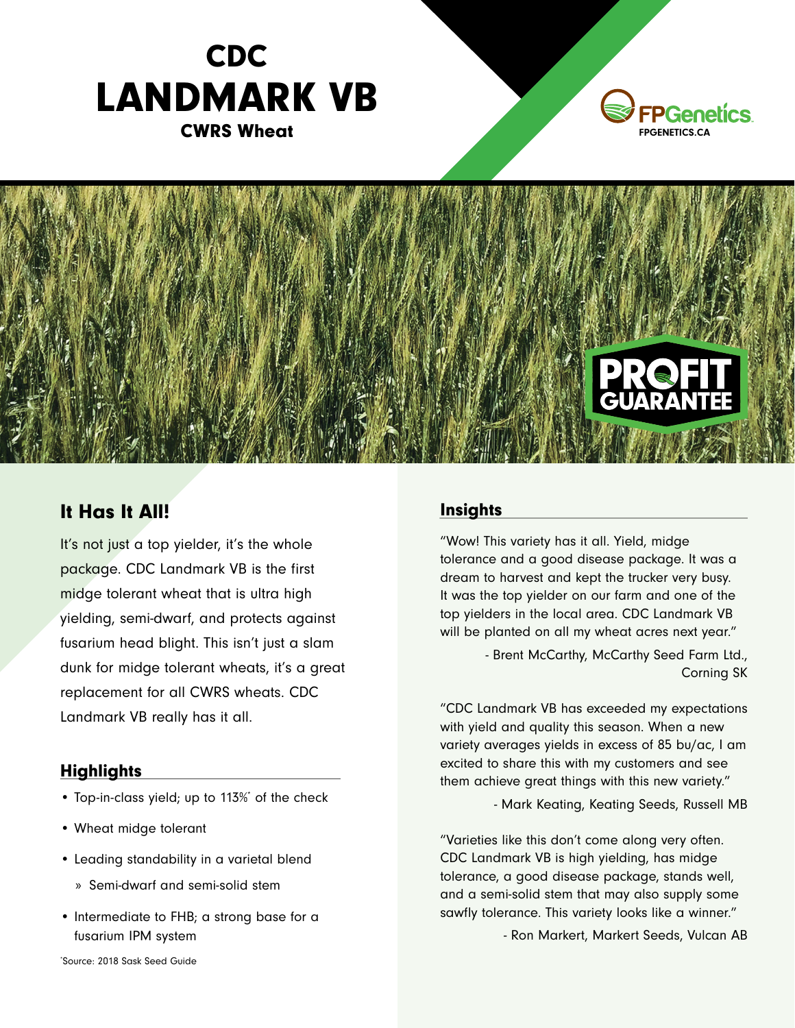# CDC LANDMARK VB

**CWRS Wheat**

FPGenetics
FPGENETICS.CA

PROFIT GUARANTEE

## It Has It All!

It's not just a top yielder, it's the whole package. CDC Landmark VB is the first midge tolerant wheat that is ultra high yielding, semi-dwarf, and protects against fusarium head blight. This isn't just a slam dunk for midge tolerant wheats, it's a great replacement for all CWRS wheats. CDC Landmark VB really has it all.

## Highlights

- Top-in-class yield; up to 113%* of the check
- Wheat midge tolerant
- Leading standability in a varietal blend
  - Semi-dwarf and semi-solid stem
- Intermediate to FHB; a strong base for a fusarium IPM system

*Source: 2018 Sask Seed Guide

## Insights

"Wow! This variety has it all. Yield, midge tolerance and a good disease package. It was a dream to harvest and kept the trucker very busy. It was the top yielder on our farm and one of the top yielders in the local area. CDC Landmark VB will be planted on all my wheat acres next year."

- Brent McCarthy, McCarthy Seed Farm Ltd., Corning SK

"CDC Landmark VB has exceeded my expectations with yield and quality this season. When a new variety averages yields in excess of 85 bu/ac, I am excited to share this with my customers and see them achieve great things with this new variety."

- Mark Keating, Keating Seeds, Russell MB

"Varieties like this don't come along very often. CDC Landmark VB is high yielding, has midge tolerance, a good disease package, stands well, and a semi-solid stem that may also supply some sawfly tolerance. This variety looks like a winner."

- Ron Markert, Markert Seeds, Vulcan AB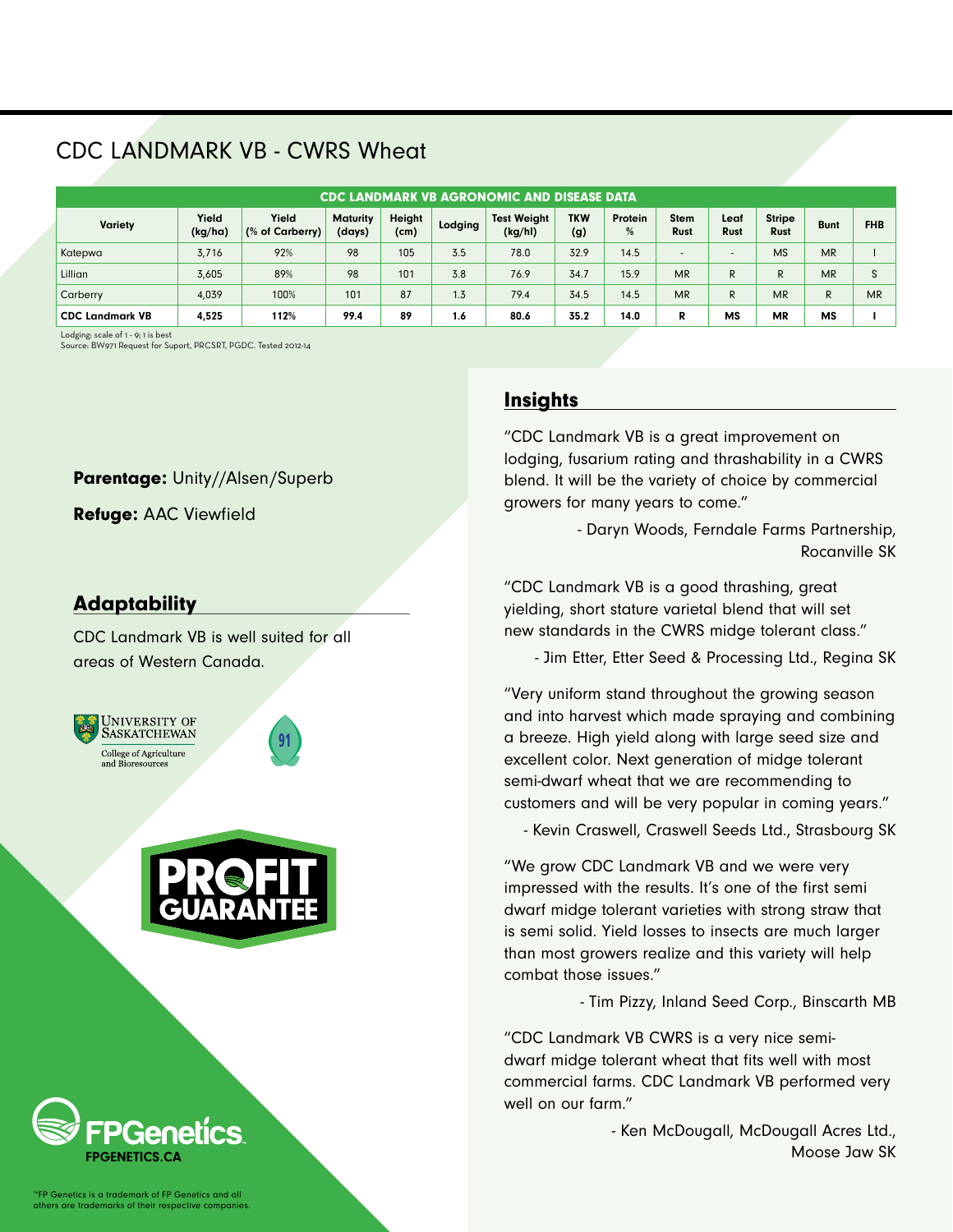# CDC LANDMARK VB - CWRS Wheat

| CDC LANDMARK VB AGRONOMIC AND DISEASE DATA | | | | | | | | | | | | | |
|---|---|---|---|---|---|---|---|---|---|---|---|---|---|
| Variety | Yield (kg/ha) | Yield (% of Carberry) | Maturity (days) | Height (cm) | Lodging | Test Weight (kg/hl) | TKW (g) | Protein % | Stem Rust | Leaf Rust | Stripe Rust | Bunt | FHB |
| Katepwa | 3,716 | 92% | 98 | 105 | 3.5 | 78.0 | 32.9 | 14.5 | - | - | MS | MR | I |
| Lillian | 3,605 | 89% | 98 | 101 | 3.8 | 76.9 | 34.7 | 15.9 | MR | R | R | MR | S |
| Carberry | 4,039 | 100% | 101 | 87 | 1.3 | 79.4 | 34.5 | 14.5 | MR | R | MR | R | MR |
| **CDC Landmark VB** | **4,525** | **112%** | **99.4** | **89** | **1.6** | **80.6** | **35.2** | **14.0** | **R** | **MS** | **MR** | **MS** | **I** |

Lodging: scale of 1 - 9; 1 is best
Source: BW971 Request for Suport, PRCSRT, PGDC. Tested 2012-14

**Parentage:** Unity//Alsen/Superb

**Refuge:** AAC Viewfield

## Adaptability

CDC Landmark VB is well suited for all areas of Western Canada.

University of Saskatchewan
College of Agriculture and Bioresources

91

PROFIT GUARANTEE

FPGenetics
FPGENETICS.CA

™FP Genetics is a trademark of FP Genetics and all others are trademarks of their respective companies.

## Insights

"CDC Landmark VB is a great improvement on lodging, fusarium rating and thrashability in a CWRS blend. It will be the variety of choice by commercial growers for many years to come."

- Daryn Woods, Ferndale Farms Partnership, Rocanville SK

"CDC Landmark VB is a good thrashing, great yielding, short stature varietal blend that will set new standards in the CWRS midge tolerant class."

- Jim Etter, Etter Seed & Processing Ltd., Regina SK

"Very uniform stand throughout the growing season and into harvest which made spraying and combining a breeze. High yield along with large seed size and excellent color. Next generation of midge tolerant semi-dwarf wheat that we are recommending to customers and will be very popular in coming years."

- Kevin Craswell, Craswell Seeds Ltd., Strasbourg SK

"We grow CDC Landmark VB and we were very impressed with the results. It's one of the first semi dwarf midge tolerant varieties with strong straw that is semi solid. Yield losses to insects are much larger than most growers realize and this variety will help combat those issues."

- Tim Pizzy, Inland Seed Corp., Binscarth MB

"CDC Landmark VB CWRS is a very nice semi-dwarf midge tolerant wheat that fits well with most commercial farms. CDC Landmark VB performed very well on our farm."

- Ken McDougall, McDougall Acres Ltd., Moose Jaw SK